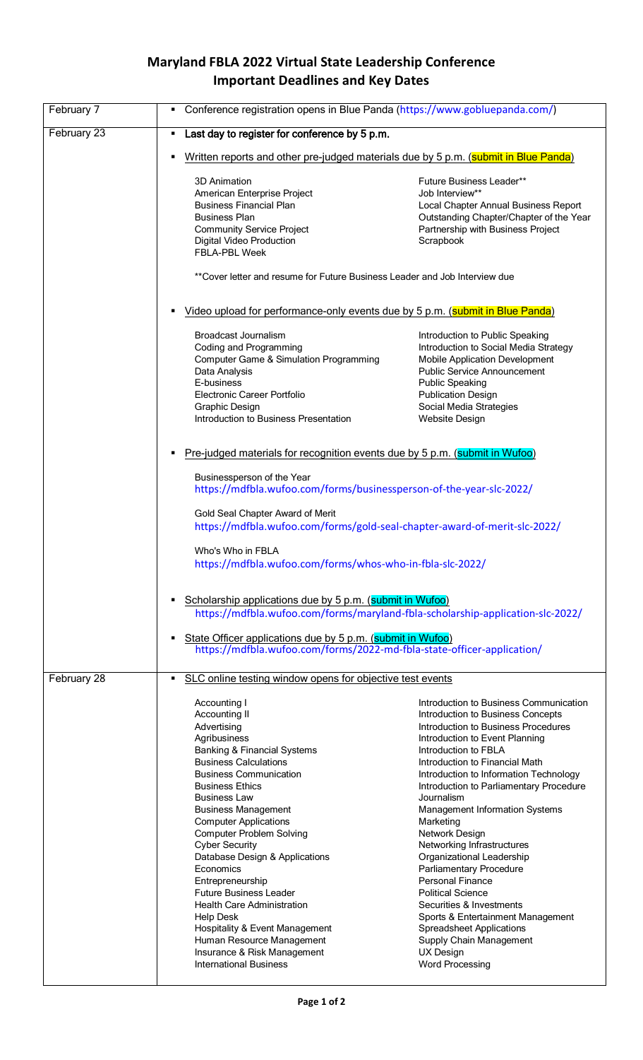# Maryland FBLA 2022 Virtual State Leadership Conference
## Important Deadlines and Key Dates

| Date | Details |
|---|---|
| February 7 | ▪ Conference registration opens in Blue Panda (https://www.gobluepanda.com/) |
| February 23 | ▪ Last day to register for conference by 5 p.m.<br><br>▪ Written reports and other pre-judged materials due by 5 p.m. (submit in Blue Panda)<br><br>3D Animation<br>American Enterprise Project<br>Business Financial Plan<br>Business Plan<br>Community Service Project<br>Digital Video Production<br>FBLA-PBL Week<br>Future Business Leader**<br>Job Interview**<br>Local Chapter Annual Business Report<br>Outstanding Chapter/Chapter of the Year<br>Partnership with Business Project<br>Scrapbook<br><br>**Cover letter and resume for Future Business Leader and Job Interview due<br><br>▪ Video upload for performance-only events due by 5 p.m. (submit in Blue Panda)<br><br>Broadcast Journalism<br>Coding and Programming<br>Computer Game & Simulation Programming<br>Data Analysis<br>E-business<br>Electronic Career Portfolio<br>Graphic Design<br>Introduction to Business Presentation<br>Introduction to Public Speaking<br>Introduction to Social Media Strategy<br>Mobile Application Development<br>Public Service Announcement<br>Public Speaking<br>Publication Design<br>Social Media Strategies<br>Website Design<br><br>▪ Pre-judged materials for recognition events due by 5 p.m. (submit in Wufoo)<br><br>Businessperson of the Year<br>https://mdfbla.wufoo.com/forms/businessperson-of-the-year-slc-2022/<br><br>Gold Seal Chapter Award of Merit<br>https://mdfbla.wufoo.com/forms/gold-seal-chapter-award-of-merit-slc-2022/<br><br>Who's Who in FBLA<br>https://mdfbla.wufoo.com/forms/whos-who-in-fbla-slc-2022/<br><br>▪ Scholarship applications due by 5 p.m. (submit in Wufoo)<br>https://mdfbla.wufoo.com/forms/maryland-fbla-scholarship-application-slc-2022/<br><br>▪ State Officer applications due by 5 p.m. (submit in Wufoo)<br>https://mdfbla.wufoo.com/forms/2022-md-fbla-state-officer-application/ |
| February 28 | ▪ SLC online testing window opens for objective test events<br><br>Accounting I<br>Accounting II<br>Advertising<br>Agribusiness<br>Banking & Financial Systems<br>Business Calculations<br>Business Communication<br>Business Ethics<br>Business Law<br>Business Management<br>Computer Applications<br>Computer Problem Solving<br>Cyber Security<br>Database Design & Applications<br>Economics<br>Entrepreneurship<br>Future Business Leader<br>Health Care Administration<br>Help Desk<br>Hospitality & Event Management<br>Human Resource Management<br>Insurance & Risk Management<br>International Business<br>Introduction to Business Communication<br>Introduction to Business Concepts<br>Introduction to Business Procedures<br>Introduction to Event Planning<br>Introduction to FBLA<br>Introduction to Financial Math<br>Introduction to Information Technology<br>Introduction to Parliamentary Procedure<br>Journalism<br>Management Information Systems<br>Marketing<br>Network Design<br>Networking Infrastructures<br>Organizational Leadership<br>Parliamentary Procedure<br>Personal Finance<br>Political Science<br>Securities & Investments<br>Sports & Entertainment Management<br>Spreadsheet Applications<br>Supply Chain Management<br>UX Design<br>Word Processing |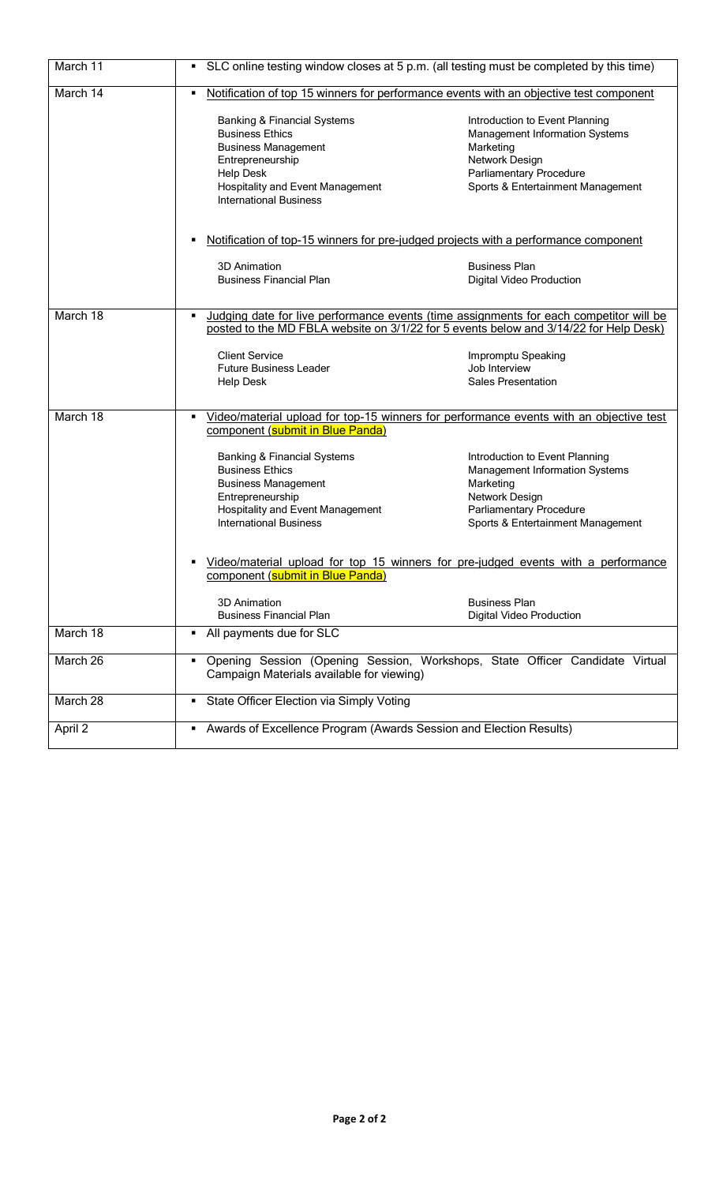| | |
|---|---|
| March 11 | ▪ SLC online testing window closes at 5 p.m. (all testing must be completed by this time) |
| March 14 | ▪ Notification of top 15 winners for performance events with an objective test component<br><br>Banking & Financial Systems<br>Business Ethics<br>Business Management<br>Entrepreneurship<br>Help Desk<br>Hospitality and Event Management<br>International Business<br>Introduction to Event Planning<br>Management Information Systems<br>Marketing<br>Network Design<br>Parliamentary Procedure<br>Sports & Entertainment Management<br><br>▪ Notification of top-15 winners for pre-judged projects with a performance component<br><br>3D Animation<br>Business Financial Plan<br>Business Plan<br>Digital Video Production |
| March 18 | ▪ Judging date for live performance events (time assignments for each competitor will be posted to the MD FBLA website on 3/1/22 for 5 events below and 3/14/22 for Help Desk)<br><br>Client Service<br>Future Business Leader<br>Help Desk<br>Impromptu Speaking<br>Job Interview<br>Sales Presentation |
| March 18 | ▪ Video/material upload for top-15 winners for performance events with an objective test component (submit in Blue Panda)<br><br>Banking & Financial Systems<br>Business Ethics<br>Business Management<br>Entrepreneurship<br>Hospitality and Event Management<br>International Business<br>Introduction to Event Planning<br>Management Information Systems<br>Marketing<br>Network Design<br>Parliamentary Procedure<br>Sports & Entertainment Management<br><br>▪ Video/material upload for top 15 winners for pre-judged events with a performance component (submit in Blue Panda)<br><br>3D Animation<br>Business Financial Plan<br>Business Plan<br>Digital Video Production |
| March 18 | ▪ All payments due for SLC |
| March 26 | ▪ Opening Session (Opening Session, Workshops, State Officer Candidate Virtual Campaign Materials available for viewing) |
| March 28 | ▪ State Officer Election via Simply Voting |
| April 2 | ▪ Awards of Excellence Program (Awards Session and Election Results) |